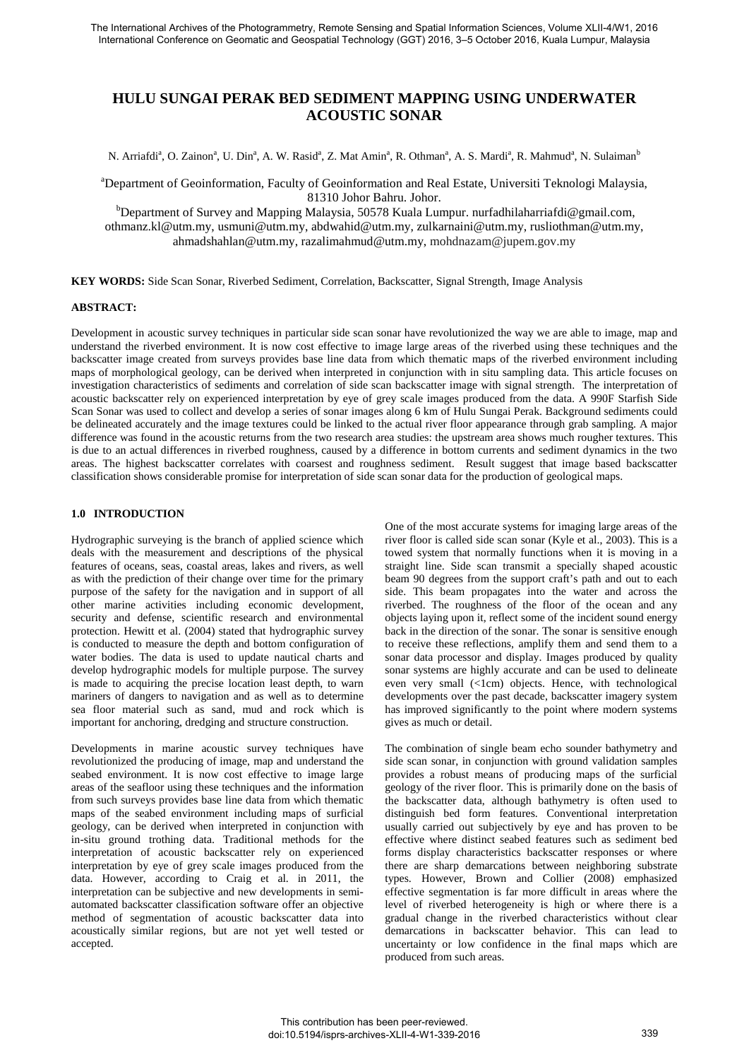# HULU SUNGAI PERAK BED SEDIMENT MAPPING USING UNDERWATER ACOUSTIC SONAR

N. Arriafdi[a], O. Zainon[a], U. Din[a], A. W. Rasid[a], Z. Mat Amin[a], R. Othman[a], A. S. Mardi[a], R. Mahmud[a], N. Sulaiman[b]

[a]Department of Geoinformation, Faculty of Geoinformation and Real Estate, Universiti Teknologi Malaysia, 81310 Johor Bahru. Johor.

[b]Department of Survey and Mapping Malaysia, 50578 Kuala Lumpur. nurfadhilaharriafdi@gmail.com, othmanz.kl@utm.my, usmuni@utm.my, abdwahid@utm.my, zulkarnaini@utm.my, rusliothman@utm.my, ahmadshahlan@utm.my, razalimahmud@utm.my, mohdnazam@jupem.gov.my

**KEY WORDS:** Side Scan Sonar, Riverbed Sediment, Correlation, Backscatter, Signal Strength, Image Analysis

**ABSTRACT:**

Development in acoustic survey techniques in particular side scan sonar have revolutionized the way we are able to image, map and understand the riverbed environment. It is now cost effective to image large areas of the riverbed using these techniques and the backscatter image created from surveys provides base line data from which thematic maps of the riverbed environment including maps of morphological geology, can be derived when interpreted in conjunction with in situ sampling data. This article focuses on investigation characteristics of sediments and correlation of side scan backscatter image with signal strength. The interpretation of acoustic backscatter rely on experienced interpretation by eye of grey scale images produced from the data. A 990F Starfish Side Scan Sonar was used to collect and develop a series of sonar images along 6 km of Hulu Sungai Perak. Background sediments could be delineated accurately and the image textures could be linked to the actual river floor appearance through grab sampling. A major difference was found in the acoustic returns from the two research area studies: the upstream area shows much rougher textures. This is due to an actual differences in riverbed roughness, caused by a difference in bottom currents and sediment dynamics in the two areas. The highest backscatter correlates with coarsest and roughness sediment. Result suggest that image based backscatter classification shows considerable promise for interpretation of side scan sonar data for the production of geological maps.

## 1.0 INTRODUCTION

Hydrographic surveying is the branch of applied science which deals with the measurement and descriptions of the physical features of oceans, seas, coastal areas, lakes and rivers, as well as with the prediction of their change over time for the primary purpose of the safety for the navigation and in support of all other marine activities including economic development, security and defense, scientific research and environmental protection. Hewitt et al. (2004) stated that hydrographic survey is conducted to measure the depth and bottom configuration of water bodies. The data is used to update nautical charts and develop hydrographic models for multiple purpose. The survey is made to acquiring the precise location least depth, to warn mariners of dangers to navigation and as well as to determine sea floor material such as sand, mud and rock which is important for anchoring, dredging and structure construction.

Developments in marine acoustic survey techniques have revolutionized the producing of image, map and understand the seabed environment. It is now cost effective to image large areas of the seafloor using these techniques and the information from such surveys provides base line data from which thematic maps of the seabed environment including maps of surficial geology, can be derived when interpreted in conjunction with in-situ ground trothing data. Traditional methods for the interpretation of acoustic backscatter rely on experienced interpretation by eye of grey scale images produced from the data. However, according to Craig et al. in 2011, the interpretation can be subjective and new developments in semi-automated backscatter classification software offer an objective method of segmentation of acoustic backscatter data into acoustically similar regions, but are not yet well tested or accepted.

One of the most accurate systems for imaging large areas of the river floor is called side scan sonar (Kyle et al., 2003). This is a towed system that normally functions when it is moving in a straight line. Side scan transmit a specially shaped acoustic beam 90 degrees from the support craft's path and out to each side. This beam propagates into the water and across the riverbed. The roughness of the floor of the ocean and any objects laying upon it, reflect some of the incident sound energy back in the direction of the sonar. The sonar is sensitive enough to receive these reflections, amplify them and send them to a sonar data processor and display. Images produced by quality sonar systems are highly accurate and can be used to delineate even very small (<1cm) objects. Hence, with technological developments over the past decade, backscatter imagery system has improved significantly to the point where modern systems gives as much or detail.

The combination of single beam echo sounder bathymetry and side scan sonar, in conjunction with ground validation samples provides a robust means of producing maps of the surficial geology of the river floor. This is primarily done on the basis of the backscatter data, although bathymetry is often used to distinguish bed form features. Conventional interpretation usually carried out subjectively by eye and has proven to be effective where distinct seabed features such as sediment bed forms display characteristics backscatter responses or where there are sharp demarcations between neighboring substrate types. However, Brown and Collier (2008) emphasized effective segmentation is far more difficult in areas where the level of riverbed heterogeneity is high or where there is a gradual change in the riverbed characteristics without clear demarcations in backscatter behavior. This can lead to uncertainty or low confidence in the final maps which are produced from such areas.

This contribution has been peer-reviewed.
doi:10.5194/isprs-archives-XLII-4-W1-339-2016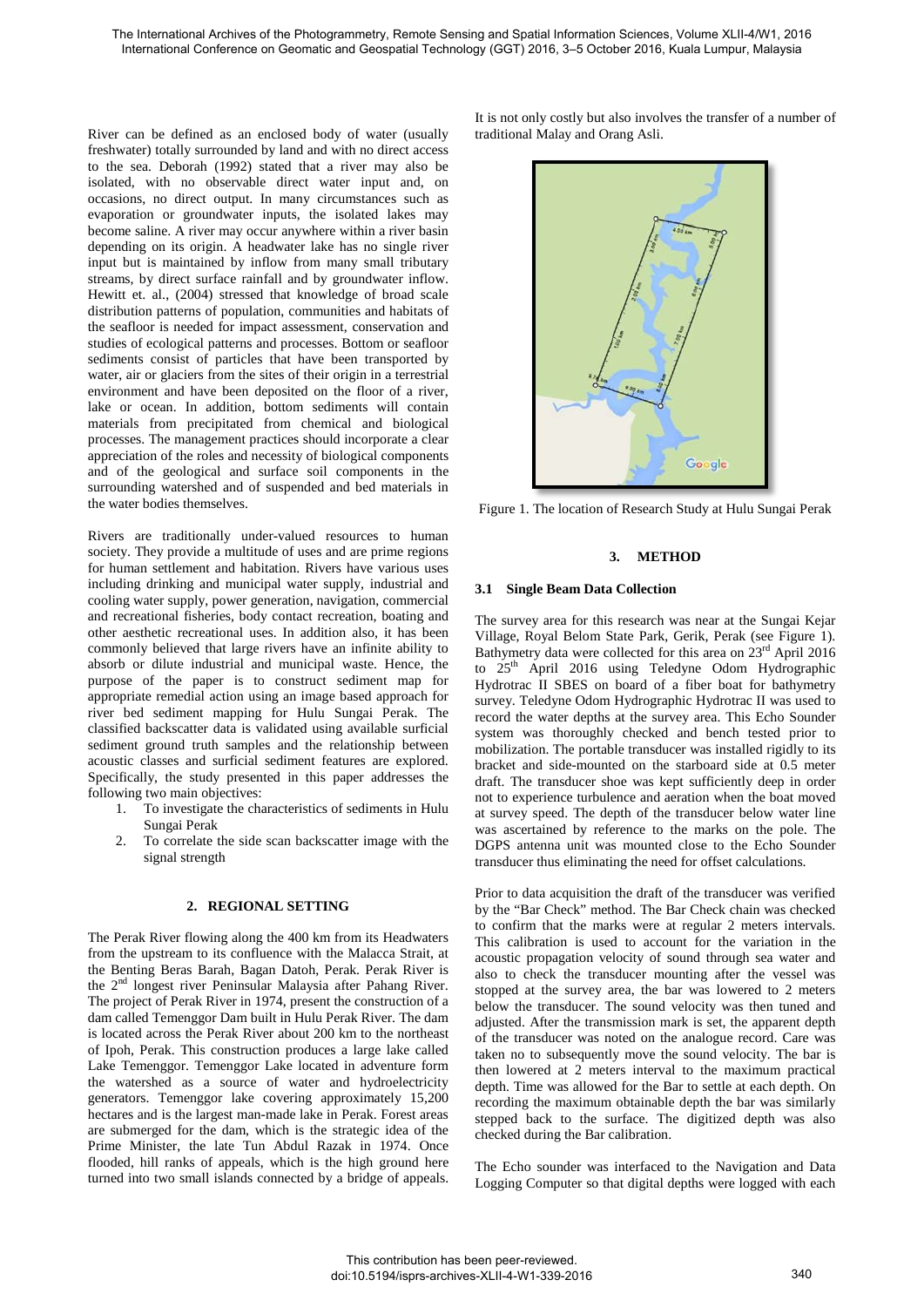River can be defined as an enclosed body of water (usually freshwater) totally surrounded by land and with no direct access to the sea. Deborah (1992) stated that a river may also be isolated, with no observable direct water input and, on occasions, no direct output. In many circumstances such as evaporation or groundwater inputs, the isolated lakes may become saline. A river may occur anywhere within a river basin depending on its origin. A headwater lake has no single river input but is maintained by inflow from many small tributary streams, by direct surface rainfall and by groundwater inflow. Hewitt et. al., (2004) stressed that knowledge of broad scale distribution patterns of population, communities and habitats of the seafloor is needed for impact assessment, conservation and studies of ecological patterns and processes. Bottom or seafloor sediments consist of particles that have been transported by water, air or glaciers from the sites of their origin in a terrestrial environment and have been deposited on the floor of a river, lake or ocean. In addition, bottom sediments will contain materials from precipitated from chemical and biological processes. The management practices should incorporate a clear appreciation of the roles and necessity of biological components and of the geological and surface soil components in the surrounding watershed and of suspended and bed materials in the water bodies themselves.

Rivers are traditionally under-valued resources to human society. They provide a multitude of uses and are prime regions for human settlement and habitation. Rivers have various uses including drinking and municipal water supply, industrial and cooling water supply, power generation, navigation, commercial and recreational fisheries, body contact recreation, boating and other aesthetic recreational uses. In addition also, it has been commonly believed that large rivers have an infinite ability to absorb or dilute industrial and municipal waste. Hence, the purpose of the paper is to construct sediment map for appropriate remedial action using an image based approach for river bed sediment mapping for Hulu Sungai Perak. The classified backscatter data is validated using available surficial sediment ground truth samples and the relationship between acoustic classes and surficial sediment features are explored. Specifically, the study presented in this paper addresses the following two main objectives:

1. To investigate the characteristics of sediments in Hulu Sungai Perak
2. To correlate the side scan backscatter image with the signal strength

## 2. REGIONAL SETTING

The Perak River flowing along the 400 km from its Headwaters from the upstream to its confluence with the Malacca Strait, at the Benting Beras Barah, Bagan Datoh, Perak. Perak River is the 2nd longest river Peninsular Malaysia after Pahang River. The project of Perak River in 1974, present the construction of a dam called Temenggor Dam built in Hulu Perak River. The dam is located across the Perak River about 200 km to the northeast of Ipoh, Perak. This construction produces a large lake called Lake Temenggor. Temenggor Lake located in adventure form the watershed as a source of water and hydroelectricity generators. Temenggor lake covering approximately 15,200 hectares and is the largest man-made lake in Perak. Forest areas are submerged for the dam, which is the strategic idea of the Prime Minister, the late Tun Abdul Razak in 1974. Once flooded, hill ranks of appeals, which is the high ground here turned into two small islands connected by a bridge of appeals. It is not only costly but also involves the transfer of a number of traditional Malay and Orang Asli.

Figure 1. The location of Research Study at Hulu Sungai Perak

## 3. METHOD

### 3.1 Single Beam Data Collection

The survey area for this research was near at the Sungai Kejar Village, Royal Belom State Park, Gerik, Perak (see Figure 1). Bathymetry data were collected for this area on 23rd April 2016 to 25th April 2016 using Teledyne Odom Hydrographic Hydrotrac II SBES on board of a fiber boat for bathymetry survey. Teledyne Odom Hydrographic Hydrotrac II was used to record the water depths at the survey area. This Echo Sounder system was thoroughly checked and bench tested prior to mobilization. The portable transducer was installed rigidly to its bracket and side-mounted on the starboard side at 0.5 meter draft. The transducer shoe was kept sufficiently deep in order not to experience turbulence and aeration when the boat moved at survey speed. The depth of the transducer below water line was ascertained by reference to the marks on the pole. The DGPS antenna unit was mounted close to the Echo Sounder transducer thus eliminating the need for offset calculations.

Prior to data acquisition the draft of the transducer was verified by the "Bar Check" method. The Bar Check chain was checked to confirm that the marks were at regular 2 meters intervals. This calibration is used to account for the variation in the acoustic propagation velocity of sound through sea water and also to check the transducer mounting after the vessel was stopped at the survey area, the bar was lowered to 2 meters below the transducer. The sound velocity was then tuned and adjusted. After the transmission mark is set, the apparent depth of the transducer was noted on the analogue record. Care was taken no to subsequently move the sound velocity. The bar is then lowered at 2 meters interval to the maximum practical depth. Time was allowed for the Bar to settle at each depth. On recording the maximum obtainable depth the bar was similarly stepped back to the surface. The digitized depth was also checked during the Bar calibration.

The Echo sounder was interfaced to the Navigation and Data Logging Computer so that digital depths were logged with each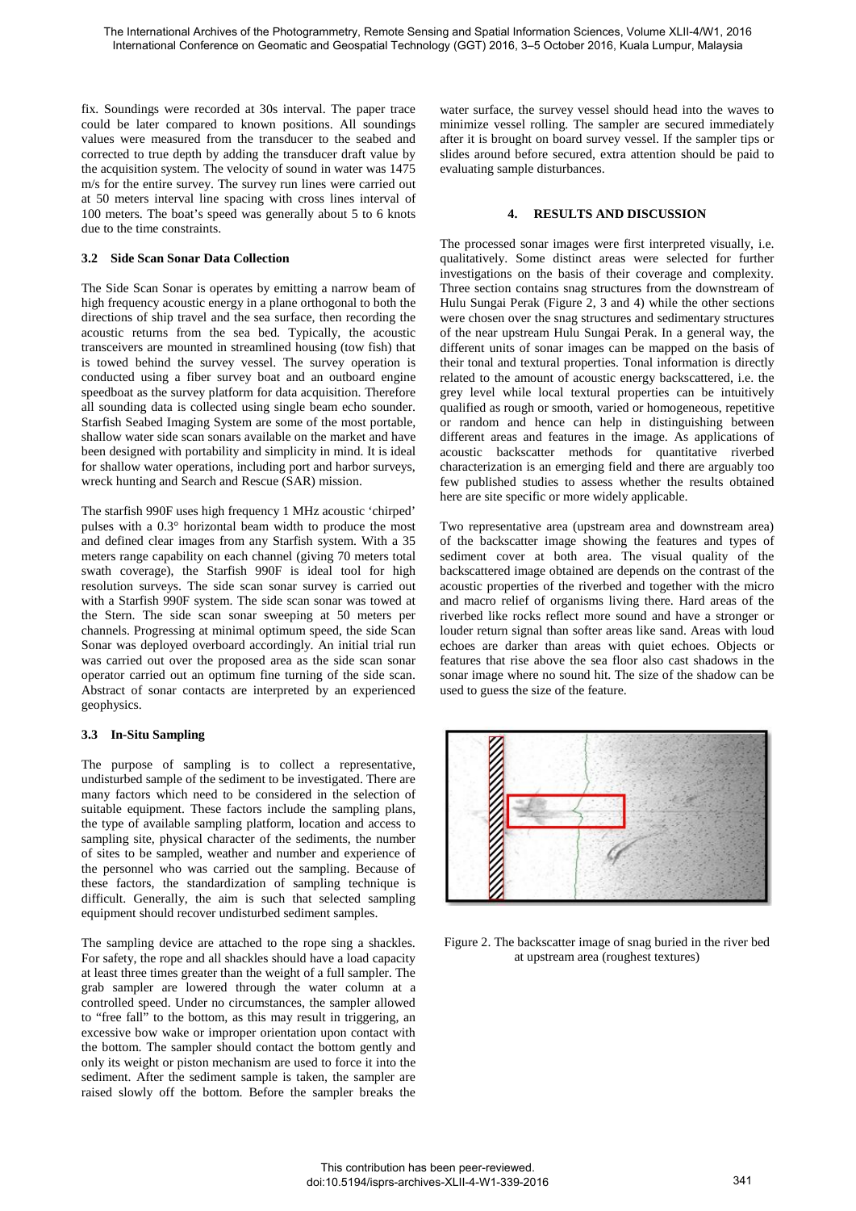fix. Soundings were recorded at 30s interval. The paper trace could be later compared to known positions. All soundings values were measured from the transducer to the seabed and corrected to true depth by adding the transducer draft value by the acquisition system. The velocity of sound in water was 1475 m/s for the entire survey. The survey run lines were carried out at 50 meters interval line spacing with cross lines interval of 100 meters. The boat's speed was generally about 5 to 6 knots due to the time constraints.

### 3.2 Side Scan Sonar Data Collection

The Side Scan Sonar is operates by emitting a narrow beam of high frequency acoustic energy in a plane orthogonal to both the directions of ship travel and the sea surface, then recording the acoustic returns from the sea bed. Typically, the acoustic transceivers are mounted in streamlined housing (tow fish) that is towed behind the survey vessel. The survey operation is conducted using a fiber survey boat and an outboard engine speedboat as the survey platform for data acquisition. Therefore all sounding data is collected using single beam echo sounder. Starfish Seabed Imaging System are some of the most portable, shallow water side scan sonars available on the market and have been designed with portability and simplicity in mind. It is ideal for shallow water operations, including port and harbor surveys, wreck hunting and Search and Rescue (SAR) mission.

The starfish 990F uses high frequency 1 MHz acoustic 'chirped' pulses with a 0.3° horizontal beam width to produce the most and defined clear images from any Starfish system. With a 35 meters range capability on each channel (giving 70 meters total swath coverage), the Starfish 990F is ideal tool for high resolution surveys. The side scan sonar survey is carried out with a Starfish 990F system. The side scan sonar was towed at the Stern. The side scan sonar sweeping at 50 meters per channels. Progressing at minimal optimum speed, the side Scan Sonar was deployed overboard accordingly. An initial trial run was carried out over the proposed area as the side scan sonar operator carried out an optimum fine turning of the side scan. Abstract of sonar contacts are interpreted by an experienced geophysics.

### 3.3 In-Situ Sampling

The purpose of sampling is to collect a representative, undisturbed sample of the sediment to be investigated. There are many factors which need to be considered in the selection of suitable equipment. These factors include the sampling plans, the type of available sampling platform, location and access to sampling site, physical character of the sediments, the number of sites to be sampled, weather and number and experience of the personnel who was carried out the sampling. Because of these factors, the standardization of sampling technique is difficult. Generally, the aim is such that selected sampling equipment should recover undisturbed sediment samples.

The sampling device are attached to the rope sing a shackles. For safety, the rope and all shackles should have a load capacity at least three times greater than the weight of a full sampler. The grab sampler are lowered through the water column at a controlled speed. Under no circumstances, the sampler allowed to "free fall" to the bottom, as this may result in triggering, an excessive bow wake or improper orientation upon contact with the bottom. The sampler should contact the bottom gently and only its weight or piston mechanism are used to force it into the sediment. After the sediment sample is taken, the sampler are raised slowly off the bottom. Before the sampler breaks the water surface, the survey vessel should head into the waves to minimize vessel rolling. The sampler are secured immediately after it is brought on board survey vessel. If the sampler tips or slides around before secured, extra attention should be paid to evaluating sample disturbances.

## 4. RESULTS AND DISCUSSION

The processed sonar images were first interpreted visually, i.e. qualitatively. Some distinct areas were selected for further investigations on the basis of their coverage and complexity. Three section contains snag structures from the downstream of Hulu Sungai Perak (Figure 2, 3 and 4) while the other sections were chosen over the snag structures and sedimentary structures of the near upstream Hulu Sungai Perak. In a general way, the different units of sonar images can be mapped on the basis of their tonal and textural properties. Tonal information is directly related to the amount of acoustic energy backscattered, i.e. the grey level while local textural properties can be intuitively qualified as rough or smooth, varied or homogeneous, repetitive or random and hence can help in distinguishing between different areas and features in the image. As applications of acoustic backscatter methods for quantitative riverbed characterization is an emerging field and there are arguably too few published studies to assess whether the results obtained here are site specific or more widely applicable.

Two representative area (upstream area and downstream area) of the backscatter image showing the features and types of sediment cover at both area. The visual quality of the backscattered image obtained are depends on the contrast of the acoustic properties of the riverbed and together with the micro and macro relief of organisms living there. Hard areas of the riverbed like rocks reflect more sound and have a stronger or louder return signal than softer areas like sand. Areas with loud echoes are darker than areas with quiet echoes. Objects or features that rise above the sea floor also cast shadows in the sonar image where no sound hit. The size of the shadow can be used to guess the size of the feature.

Figure 2. The backscatter image of snag buried in the river bed at upstream area (roughest textures)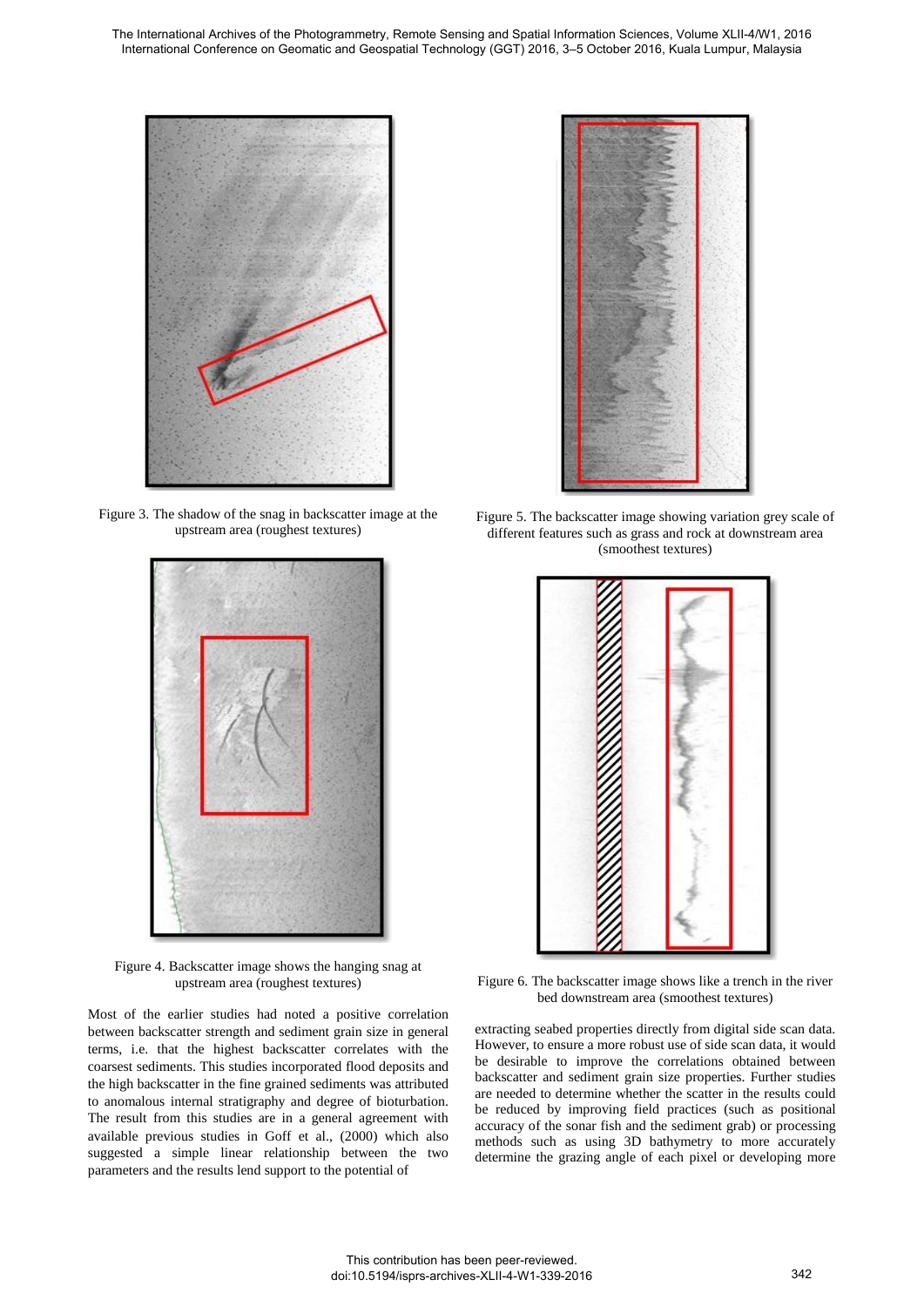Figure 3. The shadow of the snag in backscatter image at the upstream area (roughest textures)

Figure 4. Backscatter image shows the hanging snag at upstream area (roughest textures)

Figure 5. The backscatter image showing variation grey scale of different features such as grass and rock at downstream area (smoothest textures)

Figure 6. The backscatter image shows like a trench in the river bed downstream area (smoothest textures)

Most of the earlier studies had noted a positive correlation between backscatter strength and sediment grain size in general terms, i.e. that the highest backscatter correlates with the coarsest sediments. This studies incorporated flood deposits and the high backscatter in the fine grained sediments was attributed to anomalous internal stratigraphy and degree of bioturbation. The result from this studies are in a general agreement with available previous studies in Goff et al., (2000) which also suggested a simple linear relationship between the two parameters and the results lend support to the potential of extracting seabed properties directly from digital side scan data. However, to ensure a more robust use of side scan data, it would be desirable to improve the correlations obtained between backscatter and sediment grain size properties. Further studies are needed to determine whether the scatter in the results could be reduced by improving field practices (such as positional accuracy of the sonar fish and the sediment grab) or processing methods such as using 3D bathymetry to more accurately determine the grazing angle of each pixel or developing more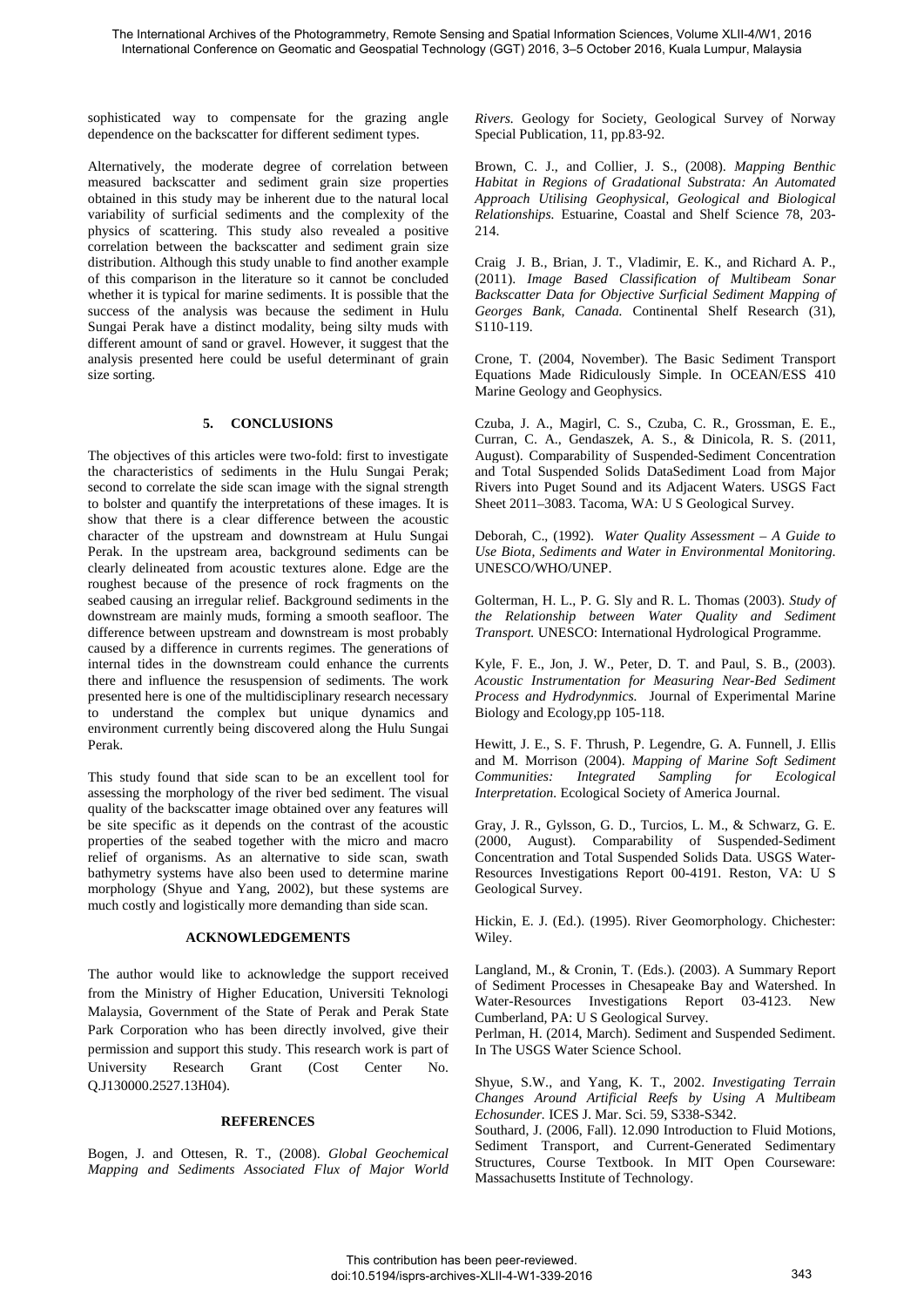sophisticated way to compensate for the grazing angle dependence on the backscatter for different sediment types.

Alternatively, the moderate degree of correlation between measured backscatter and sediment grain size properties obtained in this study may be inherent due to the natural local variability of surficial sediments and the complexity of the physics of scattering. This study also revealed a positive correlation between the backscatter and sediment grain size distribution. Although this study unable to find another example of this comparison in the literature so it cannot be concluded whether it is typical for marine sediments. It is possible that the success of the analysis was because the sediment in Hulu Sungai Perak have a distinct modality, being silty muds with different amount of sand or gravel. However, it suggest that the analysis presented here could be useful determinant of grain size sorting.

## 5. CONCLUSIONS

The objectives of this articles were two-fold: first to investigate the characteristics of sediments in the Hulu Sungai Perak; second to correlate the side scan image with the signal strength to bolster and quantify the interpretations of these images. It is show that there is a clear difference between the acoustic character of the upstream and downstream at Hulu Sungai Perak. In the upstream area, background sediments can be clearly delineated from acoustic textures alone. Edge are the roughest because of the presence of rock fragments on the seabed causing an irregular relief. Background sediments in the downstream are mainly muds, forming a smooth seafloor. The difference between upstream and downstream is most probably caused by a difference in currents regimes. The generations of internal tides in the downstream could enhance the currents there and influence the resuspension of sediments. The work presented here is one of the multidisciplinary research necessary to understand the complex but unique dynamics and environment currently being discovered along the Hulu Sungai Perak.

This study found that side scan to be an excellent tool for assessing the morphology of the river bed sediment. The visual quality of the backscatter image obtained over any features will be site specific as it depends on the contrast of the acoustic properties of the seabed together with the micro and macro relief of organisms. As an alternative to side scan, swath bathymetry systems have also been used to determine marine morphology (Shyue and Yang, 2002), but these systems are much costly and logistically more demanding than side scan.

## ACKNOWLEDGEMENTS

The author would like to acknowledge the support received from the Ministry of Higher Education, Universiti Teknologi Malaysia, Government of the State of Perak and Perak State Park Corporation who has been directly involved, give their permission and support this study. This research work is part of University Research Grant (Cost Center No. Q.J130000.2527.13H04).

## REFERENCES

Bogen, J. and Ottesen, R. T., (2008). *Global Geochemical Mapping and Sediments Associated Flux of Major World Rivers.* Geology for Society, Geological Survey of Norway Special Publication, 11, pp.83-92.

Brown, C. J., and Collier, J. S., (2008). *Mapping Benthic Habitat in Regions of Gradational Substrata: An Automated Approach Utilising Geophysical, Geological and Biological Relationships.* Estuarine, Coastal and Shelf Science 78, 203-214.

Craig J. B., Brian, J. T., Vladimir, E. K., and Richard A. P., (2011). *Image Based Classification of Multibeam Sonar Backscatter Data for Objective Surficial Sediment Mapping of Georges Bank, Canada.* Continental Shelf Research (31), S110-119.

Crone, T. (2004, November). The Basic Sediment Transport Equations Made Ridiculously Simple. In OCEAN/ESS 410 Marine Geology and Geophysics.

Czuba, J. A., Magirl, C. S., Czuba, C. R., Grossman, E. E., Curran, C. A., Gendaszek, A. S., & Dinicola, R. S. (2011, August). Comparability of Suspended-Sediment Concentration and Total Suspended Solids DataSediment Load from Major Rivers into Puget Sound and its Adjacent Waters. USGS Fact Sheet 2011–3083. Tacoma, WA: U S Geological Survey.

Deborah, C., (1992). *Water Quality Assessment – A Guide to Use Biota, Sediments and Water in Environmental Monitoring.* UNESCO/WHO/UNEP.

Golterman, H. L., P. G. Sly and R. L. Thomas (2003). *Study of the Relationship between Water Quality and Sediment Transport.* UNESCO: International Hydrological Programme.

Kyle, F. E., Jon, J. W., Peter, D. T. and Paul, S. B., (2003). *Acoustic Instrumentation for Measuring Near-Bed Sediment Process and Hydrodynmics.* Journal of Experimental Marine Biology and Ecology,pp 105-118.

Hewitt, J. E., S. F. Thrush, P. Legendre, G. A. Funnell, J. Ellis and M. Morrison (2004). *Mapping of Marine Soft Sediment Communities: Integrated Sampling for Ecological Interpretation.* Ecological Society of America Journal.

Gray, J. R., Gylsson, G. D., Turcios, L. M., & Schwarz, G. E. (2000, August). Comparability of Suspended-Sediment Concentration and Total Suspended Solids Data. USGS Water-Resources Investigations Report 00-4191. Reston, VA: U S Geological Survey.

Hickin, E. J. (Ed.). (1995). River Geomorphology. Chichester: Wiley.

Langland, M., & Cronin, T. (Eds.). (2003). A Summary Report of Sediment Processes in Chesapeake Bay and Watershed. In Water-Resources Investigations Report 03-4123. New Cumberland, PA: U S Geological Survey.

Perlman, H. (2014, March). Sediment and Suspended Sediment. In The USGS Water Science School.

Shyue, S.W., and Yang, K. T., 2002. *Investigating Terrain Changes Around Artificial Reefs by Using A Multibeam Echosunder.* ICES J. Mar. Sci. 59, S338-S342.

Southard, J. (2006, Fall). 12.090 Introduction to Fluid Motions, Sediment Transport, and Current-Generated Sedimentary Structures, Course Textbook. In MIT Open Courseware: Massachusetts Institute of Technology.